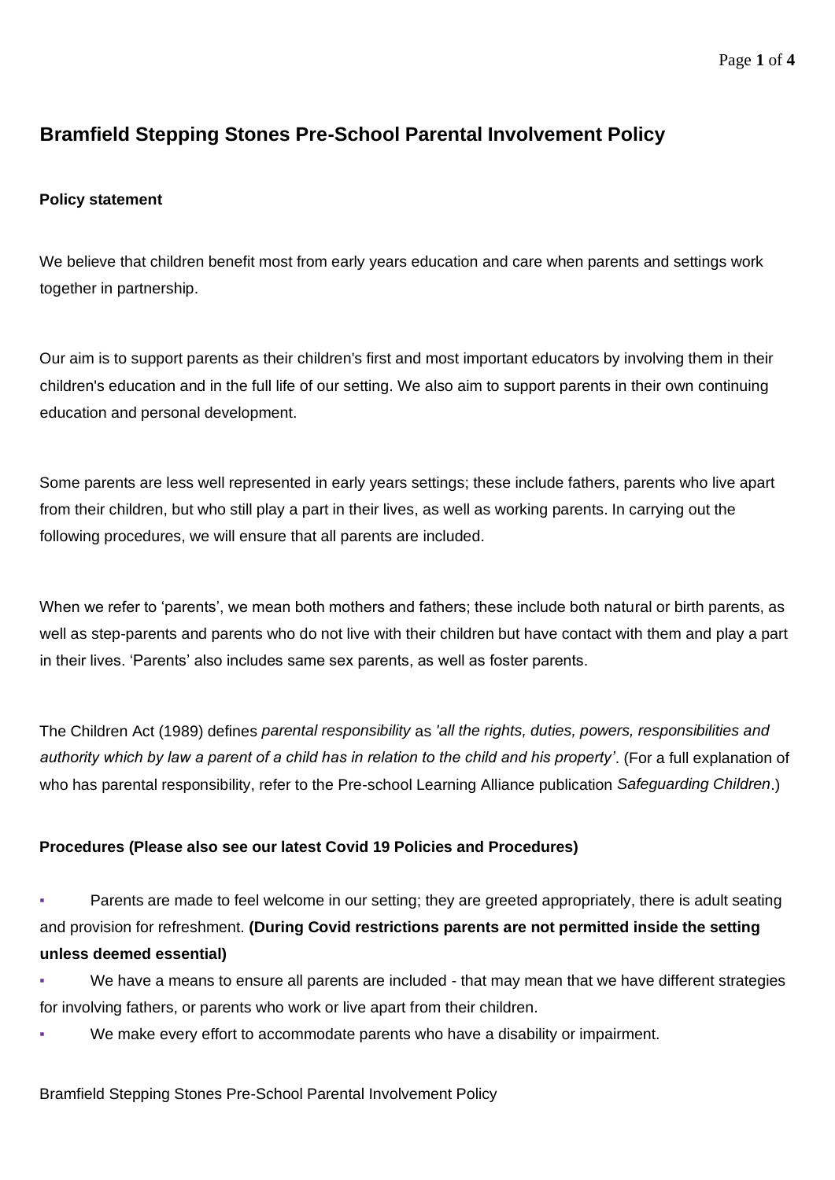# Bramfield Stepping Stones Pre-School Parental Involvement Policy

**Policy statement**

We believe that children benefit most from early years education and care when parents and settings work together in partnership.

Our aim is to support parents as their children's first and most important educators by involving them in their children's education and in the full life of our setting. We also aim to support parents in their own continuing education and personal development.

Some parents are less well represented in early years settings; these include fathers, parents who live apart from their children, but who still play a part in their lives, as well as working parents. In carrying out the following procedures, we will ensure that all parents are included.

When we refer to 'parents', we mean both mothers and fathers; these include both natural or birth parents, as well as step-parents and parents who do not live with their children but have contact with them and play a part in their lives. 'Parents' also includes same sex parents, as well as foster parents.

The Children Act (1989) defines *parental responsibility* as *'all the rights, duties, powers, responsibilities and authority which by law a parent of a child has in relation to the child and his property'*. (For a full explanation of who has parental responsibility, refer to the Pre-school Learning Alliance publication *Safeguarding Children*.)

**Procedures (Please also see our latest Covid 19 Policies and Procedures)**

- Parents are made to feel welcome in our setting; they are greeted appropriately, there is adult seating and provision for refreshment. **(During Covid restrictions parents are not permitted inside the setting unless deemed essential)**
- We have a means to ensure all parents are included - that may mean that we have different strategies for involving fathers, or parents who work or live apart from their children.
- We make every effort to accommodate parents who have a disability or impairment.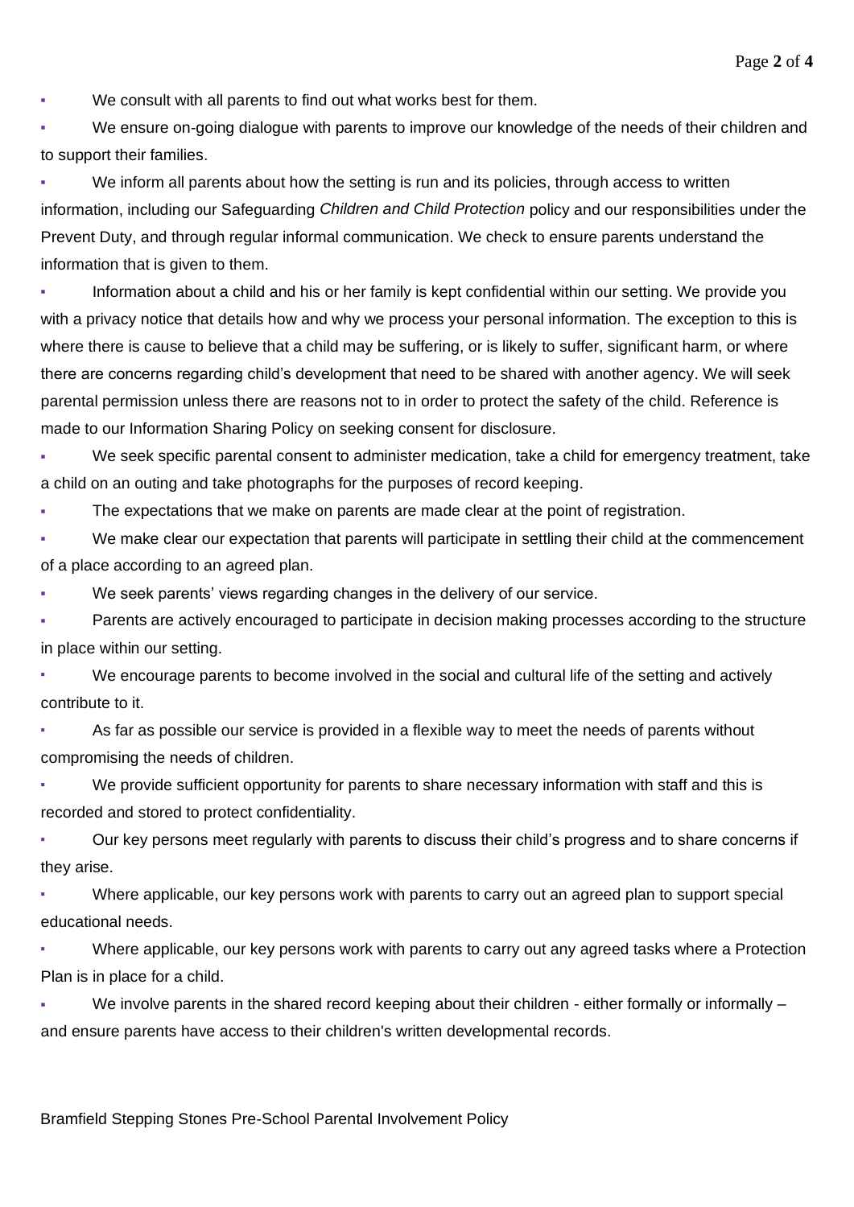- We consult with all parents to find out what works best for them.
- We ensure on-going dialogue with parents to improve our knowledge of the needs of their children and to support their families.
- We inform all parents about how the setting is run and its policies, through access to written information, including our Safeguarding *Children and Child Protection* policy and our responsibilities under the Prevent Duty, and through regular informal communication. We check to ensure parents understand the information that is given to them.
- Information about a child and his or her family is kept confidential within our setting. We provide you with a privacy notice that details how and why we process your personal information. The exception to this is where there is cause to believe that a child may be suffering, or is likely to suffer, significant harm, or where there are concerns regarding child's development that need to be shared with another agency. We will seek parental permission unless there are reasons not to in order to protect the safety of the child. Reference is made to our Information Sharing Policy on seeking consent for disclosure.
- We seek specific parental consent to administer medication, take a child for emergency treatment, take a child on an outing and take photographs for the purposes of record keeping.
- The expectations that we make on parents are made clear at the point of registration.
- We make clear our expectation that parents will participate in settling their child at the commencement of a place according to an agreed plan.
- We seek parents' views regarding changes in the delivery of our service.
- Parents are actively encouraged to participate in decision making processes according to the structure in place within our setting.
- We encourage parents to become involved in the social and cultural life of the setting and actively contribute to it.
- As far as possible our service is provided in a flexible way to meet the needs of parents without compromising the needs of children.
- We provide sufficient opportunity for parents to share necessary information with staff and this is recorded and stored to protect confidentiality.
- Our key persons meet regularly with parents to discuss their child's progress and to share concerns if they arise.
- Where applicable, our key persons work with parents to carry out an agreed plan to support special educational needs.
- Where applicable, our key persons work with parents to carry out any agreed tasks where a Protection Plan is in place for a child.
- We involve parents in the shared record keeping about their children - either formally or informally – and ensure parents have access to their children's written developmental records.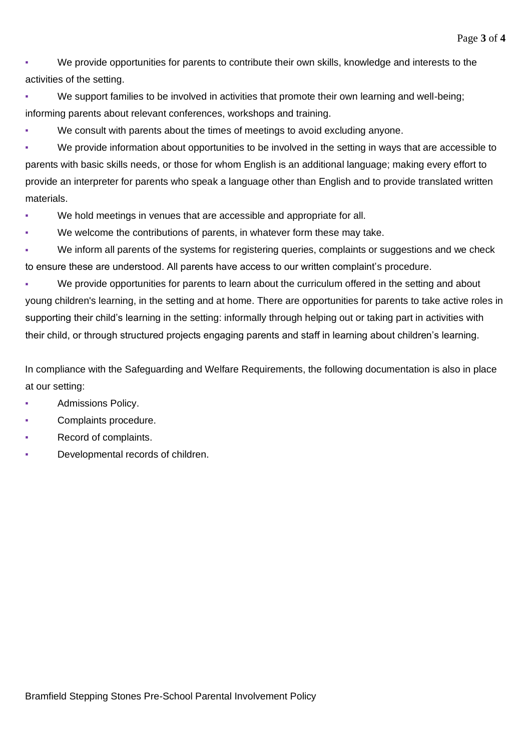- We provide opportunities for parents to contribute their own skills, knowledge and interests to the activities of the setting.
- We support families to be involved in activities that promote their own learning and well-being; informing parents about relevant conferences, workshops and training.
- We consult with parents about the times of meetings to avoid excluding anyone.
- We provide information about opportunities to be involved in the setting in ways that are accessible to parents with basic skills needs, or those for whom English is an additional language; making every effort to provide an interpreter for parents who speak a language other than English and to provide translated written materials.
- We hold meetings in venues that are accessible and appropriate for all.
- We welcome the contributions of parents, in whatever form these may take.
- We inform all parents of the systems for registering queries, complaints or suggestions and we check to ensure these are understood. All parents have access to our written complaint's procedure.
- We provide opportunities for parents to learn about the curriculum offered in the setting and about young children's learning, in the setting and at home. There are opportunities for parents to take active roles in supporting their child's learning in the setting: informally through helping out or taking part in activities with their child, or through structured projects engaging parents and staff in learning about children's learning.

In compliance with the Safeguarding and Welfare Requirements, the following documentation is also in place at our setting:

- Admissions Policy.
- Complaints procedure.
- Record of complaints.
- Developmental records of children.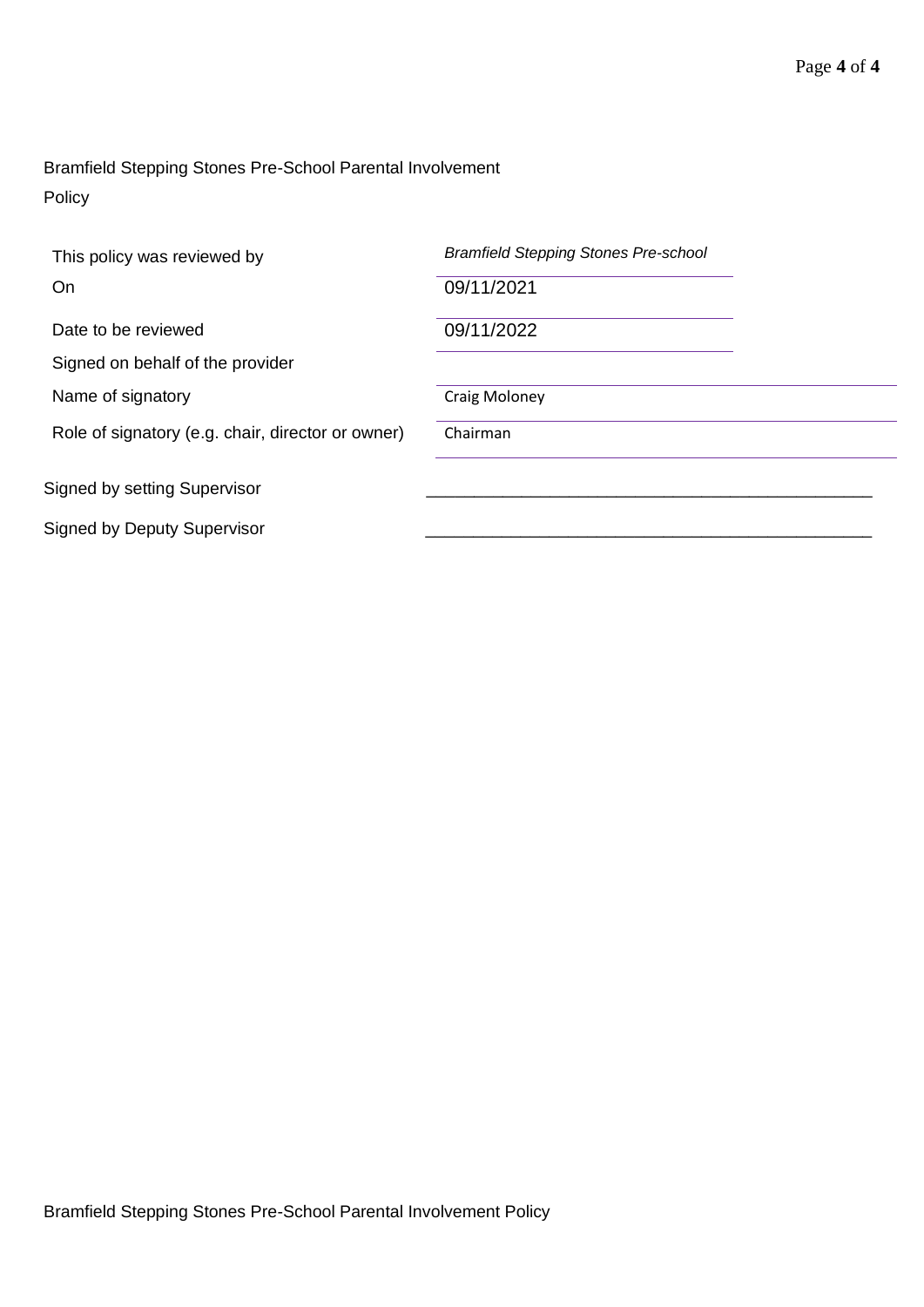Bramfield Stepping Stones Pre-School Parental Involvement Policy

| | |
|---|---|
| This policy was reviewed by | *Bramfield Stepping Stones Pre-school* |
| On | 09/11/2021 |
| Date to be reviewed | 09/11/2022 |
| Signed on behalf of the provider | |
| Name of signatory | Craig Moloney |
| Role of signatory (e.g. chair, director or owner) | Chairman |

Signed by setting Supervisor ______________________________________________

Signed by Deputy Supervisor ______________________________________________